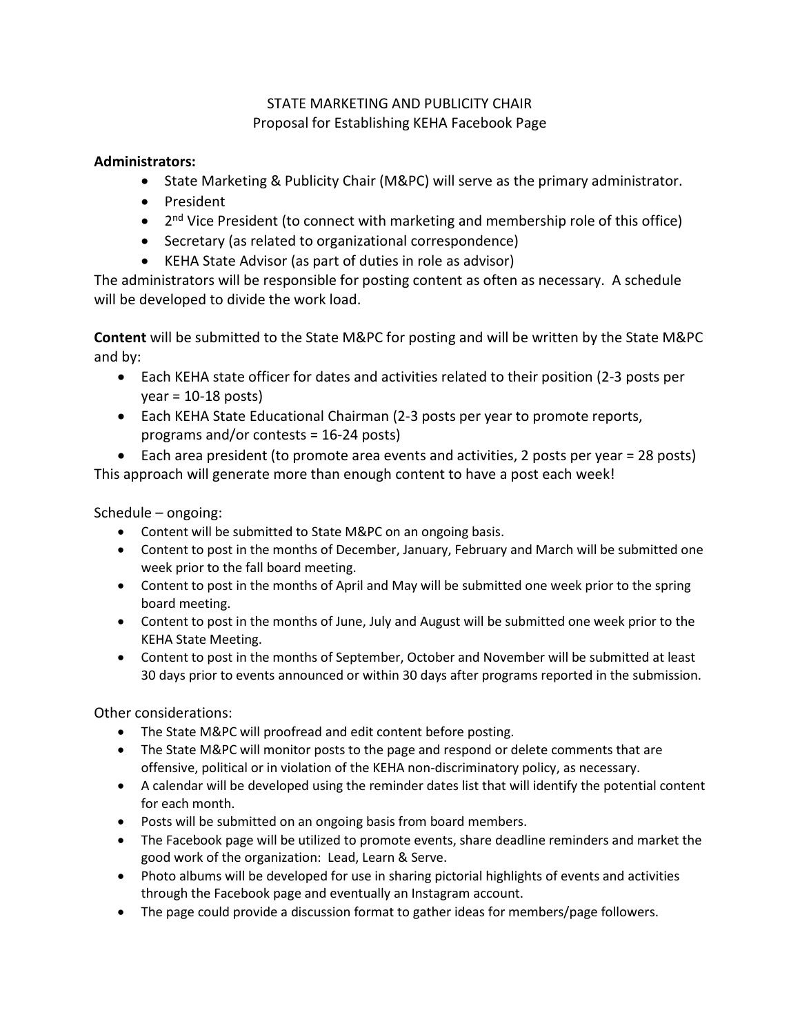# STATE MARKETING AND PUBLICITY CHAIR
## Proposal for Establishing KEHA Facebook Page

**Administrators:**

- State Marketing & Publicity Chair (M&PC) will serve as the primary administrator.
- President
- 2nd Vice President (to connect with marketing and membership role of this office)
- Secretary (as related to organizational correspondence)
- KEHA State Advisor (as part of duties in role as advisor)

The administrators will be responsible for posting content as often as necessary. A schedule will be developed to divide the work load.

**Content** will be submitted to the State M&PC for posting and will be written by the State M&PC and by:

- Each KEHA state officer for dates and activities related to their position (2-3 posts per year = 10-18 posts)
- Each KEHA State Educational Chairman (2-3 posts per year to promote reports, programs and/or contests = 16-24 posts)
- Each area president (to promote area events and activities, 2 posts per year = 28 posts)

This approach will generate more than enough content to have a post each week!

Schedule – ongoing:

- Content will be submitted to State M&PC on an ongoing basis.
- Content to post in the months of December, January, February and March will be submitted one week prior to the fall board meeting.
- Content to post in the months of April and May will be submitted one week prior to the spring board meeting.
- Content to post in the months of June, July and August will be submitted one week prior to the KEHA State Meeting.
- Content to post in the months of September, October and November will be submitted at least 30 days prior to events announced or within 30 days after programs reported in the submission.

Other considerations:

- The State M&PC will proofread and edit content before posting.
- The State M&PC will monitor posts to the page and respond or delete comments that are offensive, political or in violation of the KEHA non-discriminatory policy, as necessary.
- A calendar will be developed using the reminder dates list that will identify the potential content for each month.
- Posts will be submitted on an ongoing basis from board members.
- The Facebook page will be utilized to promote events, share deadline reminders and market the good work of the organization: Lead, Learn & Serve.
- Photo albums will be developed for use in sharing pictorial highlights of events and activities through the Facebook page and eventually an Instagram account.
- The page could provide a discussion format to gather ideas for members/page followers.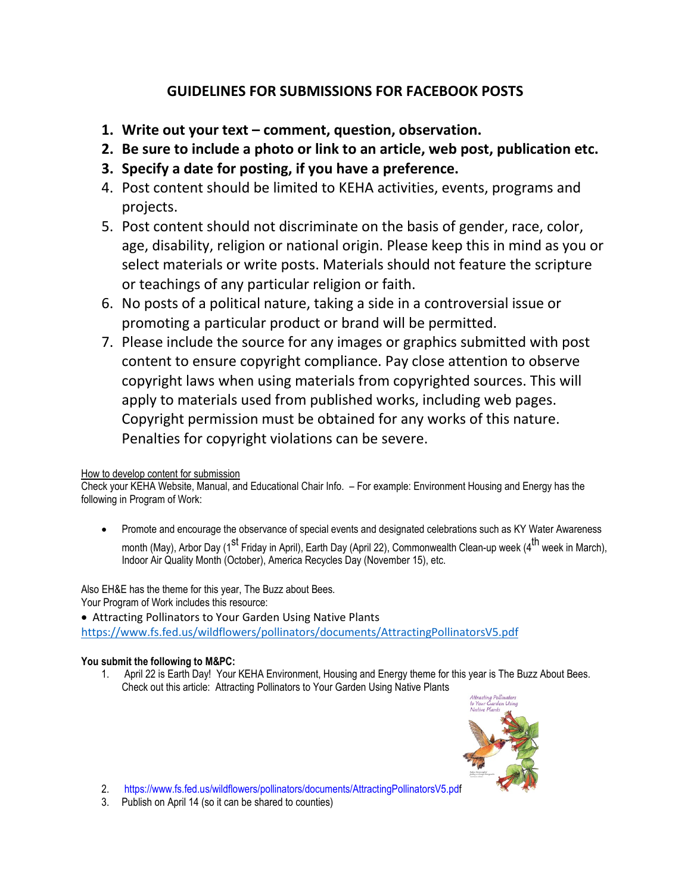## GUIDELINES FOR SUBMISSIONS FOR FACEBOOK POSTS

1. **Write out your text – comment, question, observation.**
2. **Be sure to include a photo or link to an article, web post, publication etc.**
3. **Specify a date for posting, if you have a preference.**
4. Post content should be limited to KEHA activities, events, programs and projects.
5. Post content should not discriminate on the basis of gender, race, color, age, disability, religion or national origin. Please keep this in mind as you or select materials or write posts. Materials should not feature the scripture or teachings of any particular religion or faith.
6. No posts of a political nature, taking a side in a controversial issue or promoting a particular product or brand will be permitted.
7. Please include the source for any images or graphics submitted with post content to ensure copyright compliance. Pay close attention to observe copyright laws when using materials from copyrighted sources. This will apply to materials used from published works, including web pages. Copyright permission must be obtained for any works of this nature. Penalties for copyright violations can be severe.

How to develop content for submission

Check your KEHA Website, Manual, and Educational Chair Info. – For example: Environment Housing and Energy has the following in Program of Work:

- Promote and encourage the observance of special events and designated celebrations such as KY Water Awareness month (May), Arbor Day (1st Friday in April), Earth Day (April 22), Commonwealth Clean-up week (4th week in March), Indoor Air Quality Month (October), America Recycles Day (November 15), etc.

Also EH&E has the theme for this year, The Buzz about Bees.
Your Program of Work includes this resource:

- Attracting Pollinators to Your Garden Using Native Plants
https://www.fs.fed.us/wildflowers/pollinators/documents/AttractingPollinatorsV5.pdf

**You submit the following to M&PC:**

1. April 22 is Earth Day! Your KEHA Environment, Housing and Energy theme for this year is The Buzz About Bees. Check out this article: Attracting Pollinators to Your Garden Using Native Plants
2. https://www.fs.fed.us/wildflowers/pollinators/documents/AttractingPollinatorsV5.pdf
3. Publish on April 14 (so it can be shared to counties)